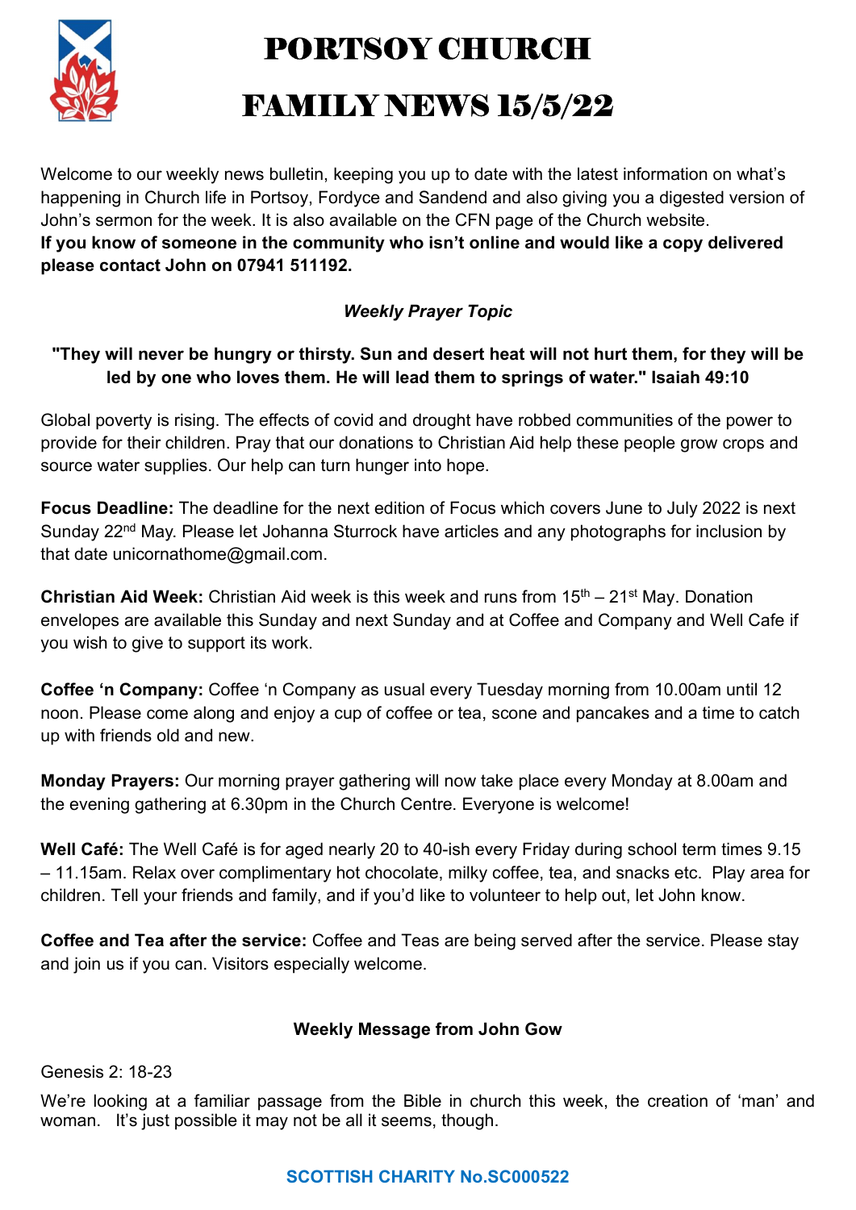# PORTSOY CHURCH

# FAMILY NEWS 15/5/22

Welcome to our weekly news bulletin, keeping you up to date with the latest information on what's happening in Church life in Portsoy, Fordyce and Sandend and also giving you a digested version of John's sermon for the week. It is also available on the CFN page of the Church website.

**If you know of someone in the community who isn't online and would like a copy delivered please contact John on 07941 511192.**

### *Weekly Prayer Topic*

**"They will never be hungry or thirsty. Sun and desert heat will not hurt them, for they will be led by one who loves them. He will lead them to springs of water." Isaiah 49:10**

Global poverty is rising. The effects of covid and drought have robbed communities of the power to provide for their children. Pray that our donations to Christian Aid help these people grow crops and source water supplies. Our help can turn hunger into hope.

**Focus Deadline:** The deadline for the next edition of Focus which covers June to July 2022 is next Sunday 22nd May. Please let Johanna Sturrock have articles and any photographs for inclusion by that date unicornathome@gmail.com.

**Christian Aid Week:** Christian Aid week is this week and runs from 15th – 21st May. Donation envelopes are available this Sunday and next Sunday and at Coffee and Company and Well Cafe if you wish to give to support its work.

**Coffee 'n Company:** Coffee 'n Company as usual every Tuesday morning from 10.00am until 12 noon. Please come along and enjoy a cup of coffee or tea, scone and pancakes and a time to catch up with friends old and new.

**Monday Prayers:** Our morning prayer gathering will now take place every Monday at 8.00am and the evening gathering at 6.30pm in the Church Centre. Everyone is welcome!

**Well Café:** The Well Café is for aged nearly 20 to 40-ish every Friday during school term times 9.15 – 11.15am. Relax over complimentary hot chocolate, milky coffee, tea, and snacks etc. Play area for children. Tell your friends and family, and if you'd like to volunteer to help out, let John know.

**Coffee and Tea after the service:** Coffee and Teas are being served after the service. Please stay and join us if you can. Visitors especially welcome.

### Weekly Message from John Gow

Genesis 2: 18-23

We're looking at a familiar passage from the Bible in church this week, the creation of 'man' and woman. It's just possible it may not be all it seems, though.

**SCOTTISH CHARITY No.SC000522**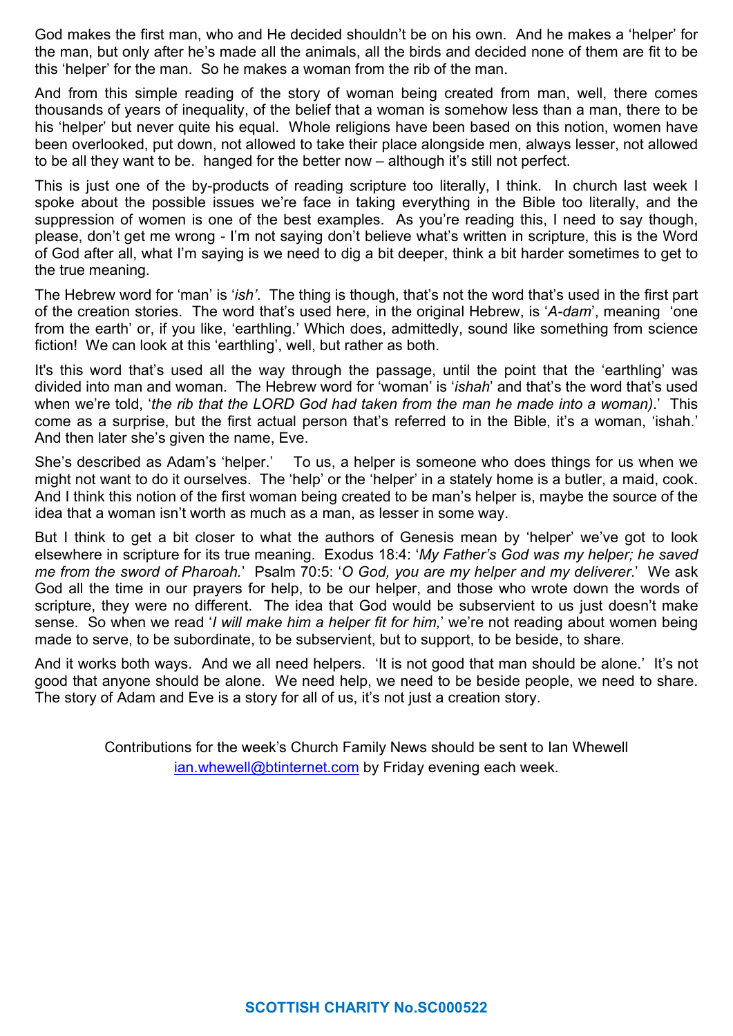God makes the first man, who and He decided shouldn't be on his own. And he makes a 'helper' for the man, but only after he's made all the animals, all the birds and decided none of them are fit to be this 'helper' for the man. So he makes a woman from the rib of the man.

And from this simple reading of the story of woman being created from man, well, there comes thousands of years of inequality, of the belief that a woman is somehow less than a man, there to be his 'helper' but never quite his equal. Whole religions have been based on this notion, women have been overlooked, put down, not allowed to take their place alongside men, always lesser, not allowed to be all they want to be. hanged for the better now – although it's still not perfect.

This is just one of the by-products of reading scripture too literally, I think. In church last week I spoke about the possible issues we're face in taking everything in the Bible too literally, and the suppression of women is one of the best examples. As you're reading this, I need to say though, please, don't get me wrong - I'm not saying don't believe what's written in scripture, this is the Word of God after all, what I'm saying is we need to dig a bit deeper, think a bit harder sometimes to get to the true meaning.

The Hebrew word for 'man' is '*ish'*. The thing is though, that's not the word that's used in the first part of the creation stories. The word that's used here, in the original Hebrew, is '*A-dam*', meaning 'one from the earth' or, if you like, 'earthling.' Which does, admittedly, sound like something from science fiction! We can look at this 'earthling', well, but rather as both.

It's this word that's used all the way through the passage, until the point that the 'earthling' was divided into man and woman. The Hebrew word for 'woman' is '*ishah*' and that's the word that's used when we're told, '*the rib that the LORD God had taken from the man he made into a woman)*.' This come as a surprise, but the first actual person that's referred to in the Bible, it's a woman, 'ishah.' And then later she's given the name, Eve.

She's described as Adam's 'helper.' To us, a helper is someone who does things for us when we might not want to do it ourselves. The 'help' or the 'helper' in a stately home is a butler, a maid, cook. And I think this notion of the first woman being created to be man's helper is, maybe the source of the idea that a woman isn't worth as much as a man, as lesser in some way.

But I think to get a bit closer to what the authors of Genesis mean by 'helper' we've got to look elsewhere in scripture for its true meaning. Exodus 18:4: '*My Father's God was my helper; he saved me from the sword of Pharoah*.' Psalm 70:5: '*O God, you are my helper and my deliverer*.' We ask God all the time in our prayers for help, to be our helper, and those who wrote down the words of scripture, they were no different. The idea that God would be subservient to us just doesn't make sense. So when we read '*I will make him a helper fit for him,*' we're not reading about women being made to serve, to be subordinate, to be subservient, but to support, to be beside, to share.

And it works both ways. And we all need helpers. 'It is not good that man should be alone.' It's not good that anyone should be alone. We need help, we need to be beside people, we need to share. The story of Adam and Eve is a story for all of us, it's not just a creation story.

Contributions for the week's Church Family News should be sent to Ian Whewell [ian.whewell@btinternet.com](mailto:ian.whewell@btinternet.com) by Friday evening each week.

**SCOTTISH CHARITY No.SC000522**